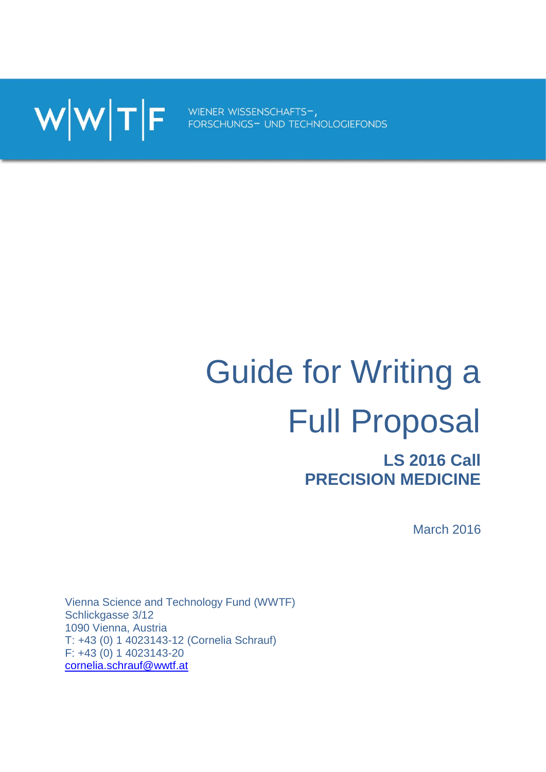W|W|T|F WIENER WISSENSCHAFTS-, FORSCHUNGS- UND TECHNOLOGIEFONDS

# Guide for Writing a Full Proposal

## LS 2016 Call
## PRECISION MEDICINE

March 2016

Vienna Science and Technology Fund (WWTF)
Schlickgasse 3/12
1090 Vienna, Austria
T: +43 (0) 1 4023143-12 (Cornelia Schrauf)
F: +43 (0) 1 4023143-20
cornelia.schrauf@wwtf.at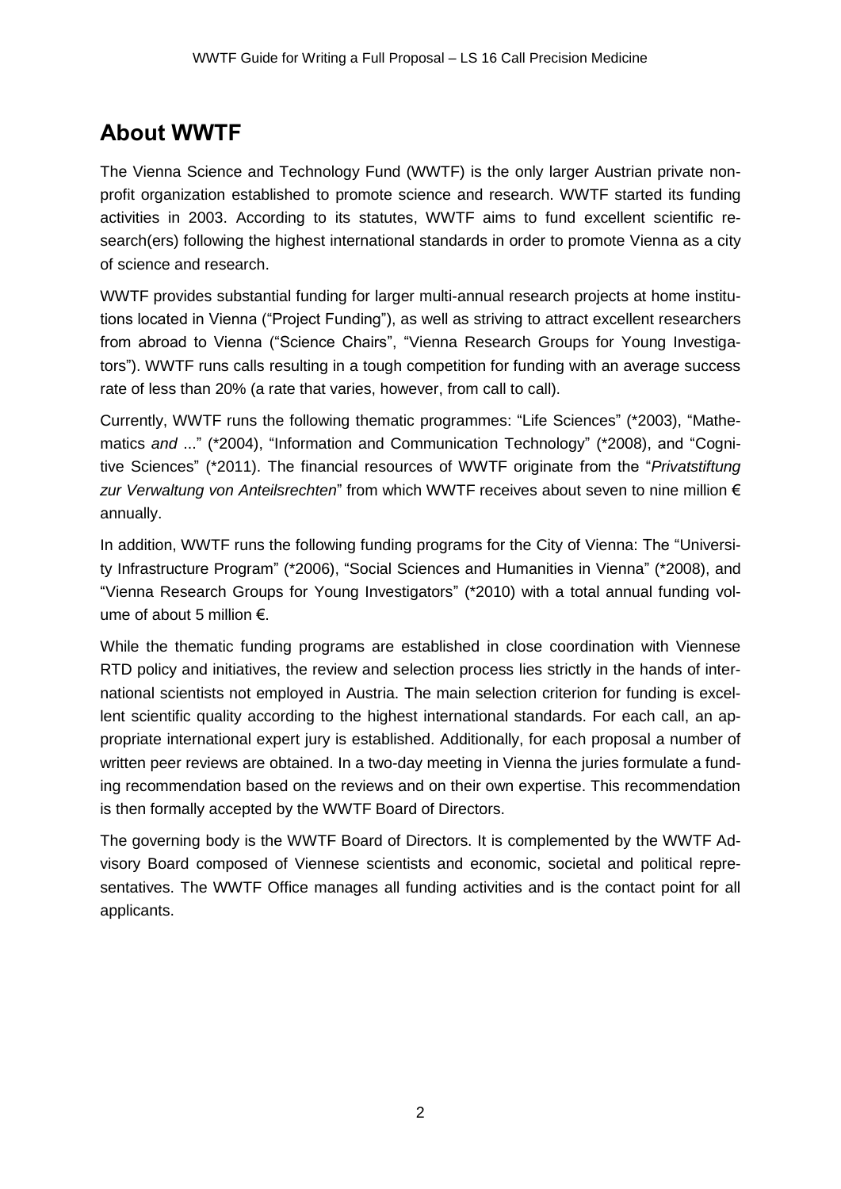## About WWTF

The Vienna Science and Technology Fund (WWTF) is the only larger Austrian private non-profit organization established to promote science and research. WWTF started its funding activities in 2003. According to its statutes, WWTF aims to fund excellent scientific research(ers) following the highest international standards in order to promote Vienna as a city of science and research.

WWTF provides substantial funding for larger multi-annual research projects at home institutions located in Vienna ("Project Funding"), as well as striving to attract excellent researchers from abroad to Vienna ("Science Chairs", "Vienna Research Groups for Young Investigators"). WWTF runs calls resulting in a tough competition for funding with an average success rate of less than 20% (a rate that varies, however, from call to call).

Currently, WWTF runs the following thematic programmes: "Life Sciences" (*2003), "Mathematics *and* ..." (*2004), "Information and Communication Technology" (*2008), and "Cognitive Sciences" (*2011). The financial resources of WWTF originate from the "*Privatstiftung zur Verwaltung von Anteilsrechten*" from which WWTF receives about seven to nine million € annually.

In addition, WWTF runs the following funding programs for the City of Vienna: The "University Infrastructure Program" (*2006), "Social Sciences and Humanities in Vienna" (*2008), and "Vienna Research Groups for Young Investigators" (*2010) with a total annual funding volume of about 5 million €.

While the thematic funding programs are established in close coordination with Viennese RTD policy and initiatives, the review and selection process lies strictly in the hands of international scientists not employed in Austria. The main selection criterion for funding is excellent scientific quality according to the highest international standards. For each call, an appropriate international expert jury is established. Additionally, for each proposal a number of written peer reviews are obtained. In a two-day meeting in Vienna the juries formulate a funding recommendation based on the reviews and on their own expertise. This recommendation is then formally accepted by the WWTF Board of Directors.

The governing body is the WWTF Board of Directors. It is complemented by the WWTF Advisory Board composed of Viennese scientists and economic, societal and political representatives. The WWTF Office manages all funding activities and is the contact point for all applicants.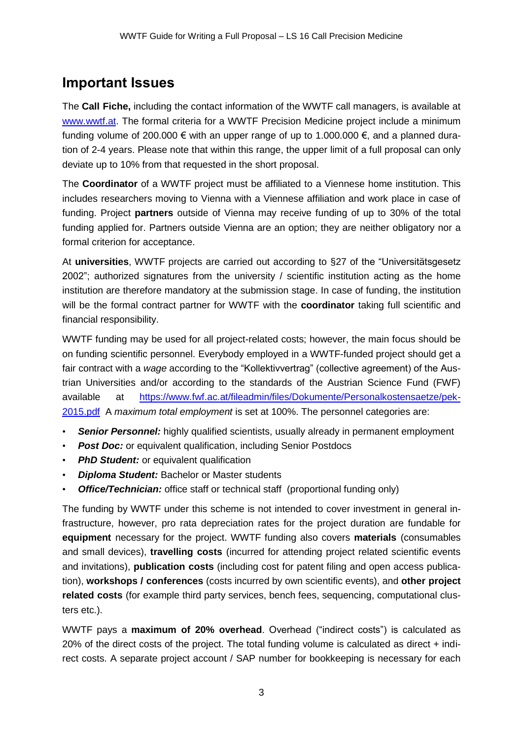## Important Issues

The **Call Fiche,** including the contact information of the WWTF call managers, is available at [www.wwtf.at](http://www.wwtf.at). The formal criteria for a WWTF Precision Medicine project include a minimum funding volume of 200.000 € with an upper range of up to 1.000.000 €, and a planned duration of 2-4 years. Please note that within this range, the upper limit of a full proposal can only deviate up to 10% from that requested in the short proposal.

The **Coordinator** of a WWTF project must be affiliated to a Viennese home institution. This includes researchers moving to Vienna with a Viennese affiliation and work place in case of funding. Project **partners** outside of Vienna may receive funding of up to 30% of the total funding applied for. Partners outside Vienna are an option; they are neither obligatory nor a formal criterion for acceptance.

At **universities**, WWTF projects are carried out according to §27 of the "Universitätsgesetz 2002"; authorized signatures from the university / scientific institution acting as the home institution are therefore mandatory at the submission stage. In case of funding, the institution will be the formal contract partner for WWTF with the **coordinator** taking full scientific and financial responsibility.

WWTF funding may be used for all project-related costs; however, the main focus should be on funding scientific personnel. Everybody employed in a WWTF-funded project should get a fair contract with a *wage* according to the "Kollektivvertrag" (collective agreement) of the Austrian Universities and/or according to the standards of the Austrian Science Fund (FWF) available at [https://www.fwf.ac.at/fileadmin/files/Dokumente/Personalkostensaetze/pek-2015.pdf](https://www.fwf.ac.at/fileadmin/files/Dokumente/Personalkostensaetze/pek-2015.pdf) A *maximum total employment* is set at 100%. The personnel categories are:

- ***Senior Personnel:*** highly qualified scientists, usually already in permanent employment
- ***Post Doc:*** or equivalent qualification, including Senior Postdocs
- ***PhD Student:*** or equivalent qualification
- ***Diploma Student:*** Bachelor or Master students
- ***Office/Technician:*** office staff or technical staff (proportional funding only)

The funding by WWTF under this scheme is not intended to cover investment in general infrastructure, however, pro rata depreciation rates for the project duration are fundable for **equipment** necessary for the project. WWTF funding also covers **materials** (consumables and small devices), **travelling costs** (incurred for attending project related scientific events and invitations), **publication costs** (including cost for patent filing and open access publication), **workshops / conferences** (costs incurred by own scientific events), and **other project related costs** (for example third party services, bench fees, sequencing, computational clusters etc.).

WWTF pays a **maximum of 20% overhead**. Overhead ("indirect costs") is calculated as 20% of the direct costs of the project. The total funding volume is calculated as direct + indirect costs. A separate project account / SAP number for bookkeeping is necessary for each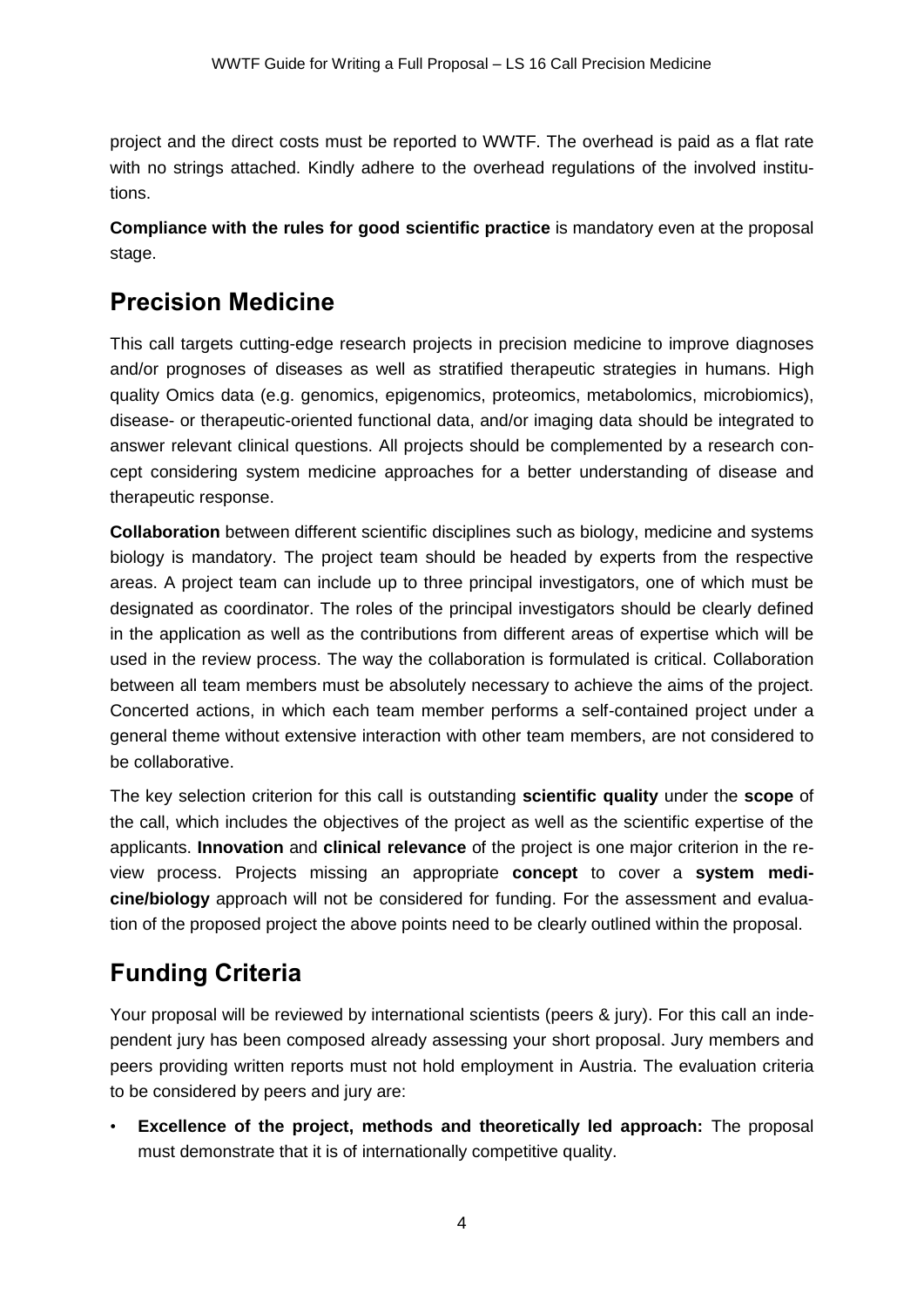project and the direct costs must be reported to WWTF. The overhead is paid as a flat rate with no strings attached. Kindly adhere to the overhead regulations of the involved institutions.

**Compliance with the rules for good scientific practice** is mandatory even at the proposal stage.

## Precision Medicine

This call targets cutting-edge research projects in precision medicine to improve diagnoses and/or prognoses of diseases as well as stratified therapeutic strategies in humans. High quality Omics data (e.g. genomics, epigenomics, proteomics, metabolomics, microbiomics), disease- or therapeutic-oriented functional data, and/or imaging data should be integrated to answer relevant clinical questions. All projects should be complemented by a research concept considering system medicine approaches for a better understanding of disease and therapeutic response.

**Collaboration** between different scientific disciplines such as biology, medicine and systems biology is mandatory. The project team should be headed by experts from the respective areas. A project team can include up to three principal investigators, one of which must be designated as coordinator. The roles of the principal investigators should be clearly defined in the application as well as the contributions from different areas of expertise which will be used in the review process. The way the collaboration is formulated is critical. Collaboration between all team members must be absolutely necessary to achieve the aims of the project. Concerted actions, in which each team member performs a self-contained project under a general theme without extensive interaction with other team members, are not considered to be collaborative.

The key selection criterion for this call is outstanding **scientific quality** under the **scope** of the call, which includes the objectives of the project as well as the scientific expertise of the applicants. **Innovation** and **clinical relevance** of the project is one major criterion in the review process. Projects missing an appropriate **concept** to cover a **system medicine/biology** approach will not be considered for funding. For the assessment and evaluation of the proposed project the above points need to be clearly outlined within the proposal.

## Funding Criteria

Your proposal will be reviewed by international scientists (peers & jury). For this call an independent jury has been composed already assessing your short proposal. Jury members and peers providing written reports must not hold employment in Austria. The evaluation criteria to be considered by peers and jury are:

- **Excellence of the project, methods and theoretically led approach:** The proposal must demonstrate that it is of internationally competitive quality.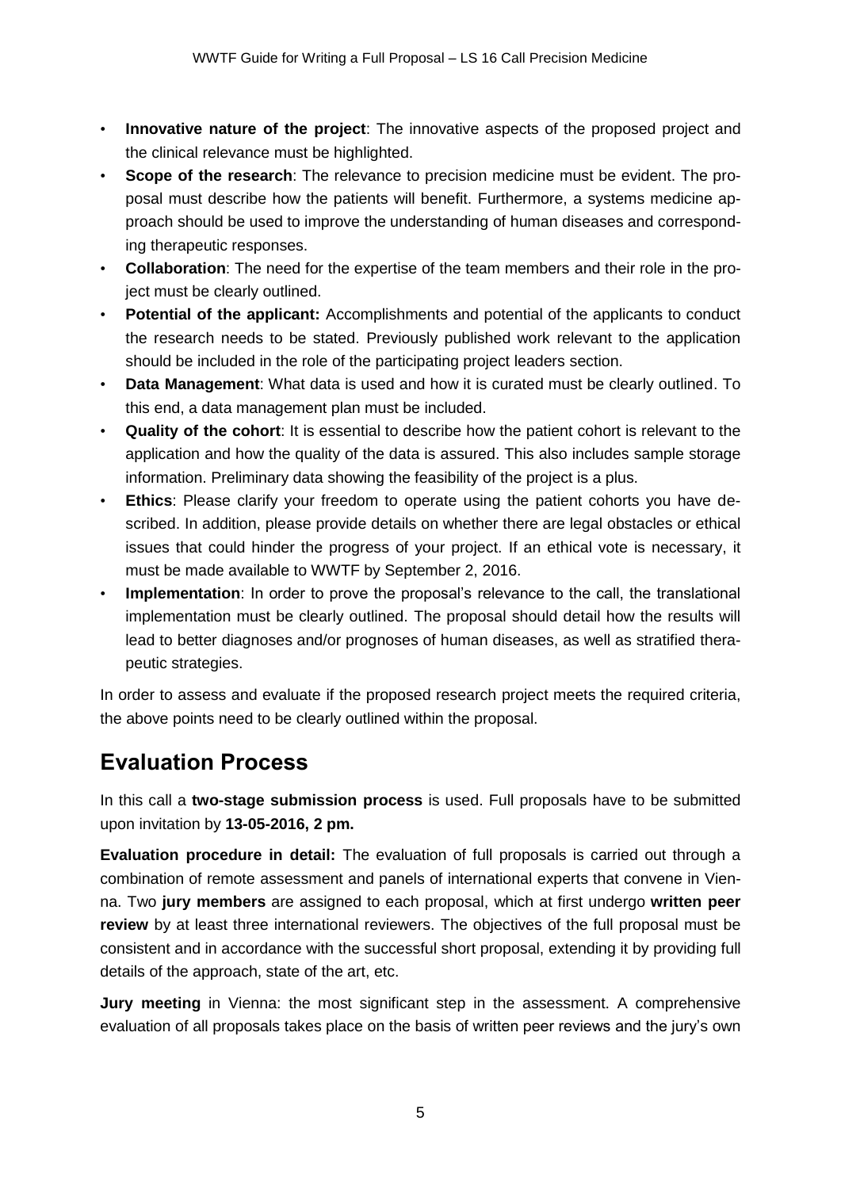- **Innovative nature of the project**: The innovative aspects of the proposed project and the clinical relevance must be highlighted.
- **Scope of the research**: The relevance to precision medicine must be evident. The proposal must describe how the patients will benefit. Furthermore, a systems medicine approach should be used to improve the understanding of human diseases and corresponding therapeutic responses.
- **Collaboration**: The need for the expertise of the team members and their role in the project must be clearly outlined.
- **Potential of the applicant:** Accomplishments and potential of the applicants to conduct the research needs to be stated. Previously published work relevant to the application should be included in the role of the participating project leaders section.
- **Data Management**: What data is used and how it is curated must be clearly outlined. To this end, a data management plan must be included.
- **Quality of the cohort**: It is essential to describe how the patient cohort is relevant to the application and how the quality of the data is assured. This also includes sample storage information. Preliminary data showing the feasibility of the project is a plus.
- **Ethics**: Please clarify your freedom to operate using the patient cohorts you have described. In addition, please provide details on whether there are legal obstacles or ethical issues that could hinder the progress of your project. If an ethical vote is necessary, it must be made available to WWTF by September 2, 2016.
- **Implementation**: In order to prove the proposal's relevance to the call, the translational implementation must be clearly outlined. The proposal should detail how the results will lead to better diagnoses and/or prognoses of human diseases, as well as stratified therapeutic strategies.

In order to assess and evaluate if the proposed research project meets the required criteria, the above points need to be clearly outlined within the proposal.

## Evaluation Process

In this call a **two-stage submission process** is used. Full proposals have to be submitted upon invitation by **13-05-2016, 2 pm.**

**Evaluation procedure in detail:** The evaluation of full proposals is carried out through a combination of remote assessment and panels of international experts that convene in Vienna. Two **jury members** are assigned to each proposal, which at first undergo **written peer review** by at least three international reviewers. The objectives of the full proposal must be consistent and in accordance with the successful short proposal, extending it by providing full details of the approach, state of the art, etc.

**Jury meeting** in Vienna: the most significant step in the assessment. A comprehensive evaluation of all proposals takes place on the basis of written peer reviews and the jury's own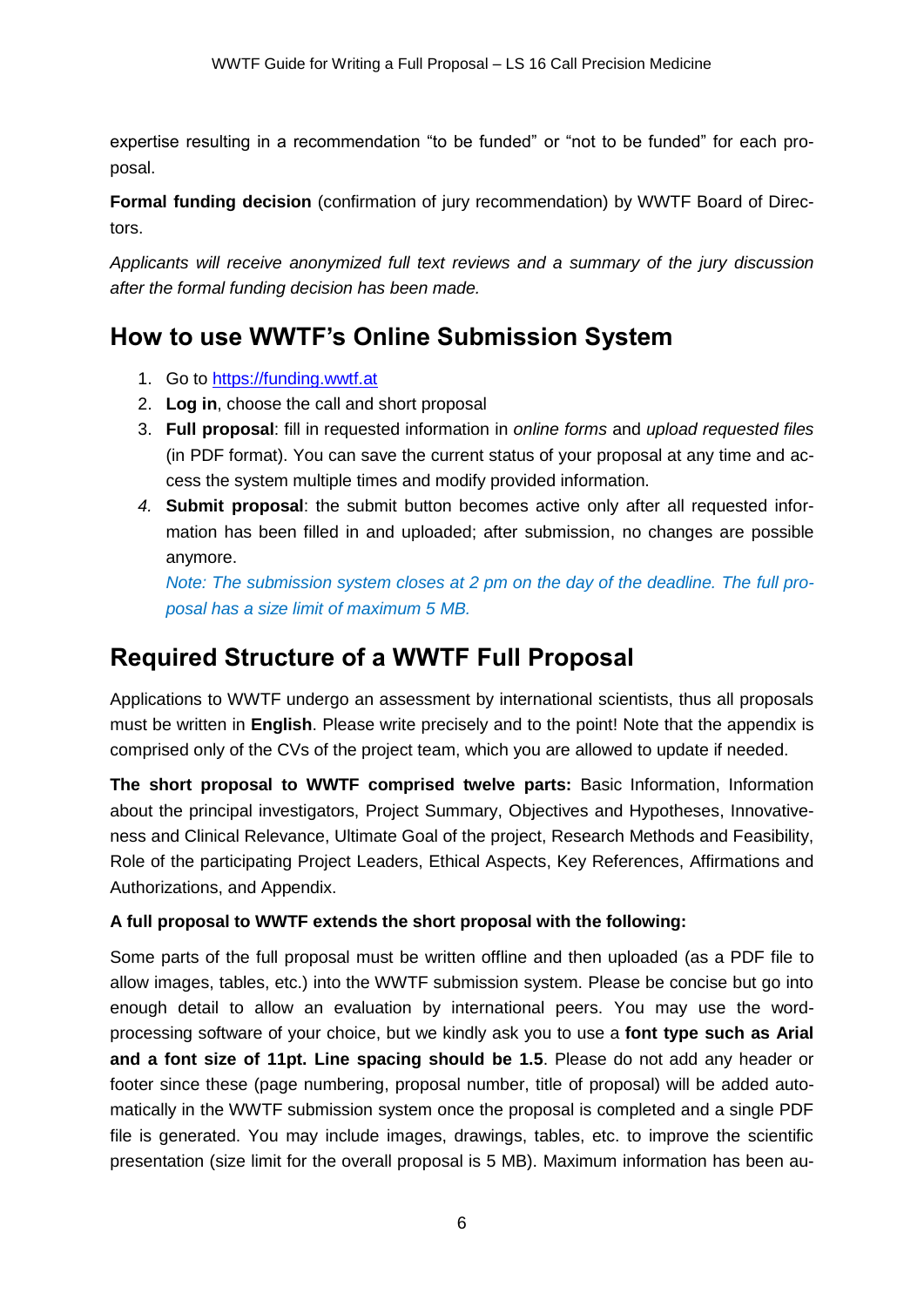expertise resulting in a recommendation "to be funded" or "not to be funded" for each proposal.

**Formal funding decision** (confirmation of jury recommendation) by WWTF Board of Directors.

*Applicants will receive anonymized full text reviews and a summary of the jury discussion after the formal funding decision has been made.*

## How to use WWTF's Online Submission System

1. Go to [https://funding.wwtf.at](https://funding.wwtf.at)
2. **Log in**, choose the call and short proposal
3. **Full proposal**: fill in requested information in *online forms* and *upload requested files* (in PDF format). You can save the current status of your proposal at any time and access the system multiple times and modify provided information.
4. **Submit proposal**: the submit button becomes active only after all requested information has been filled in and uploaded; after submission, no changes are possible anymore.
   *Note: The submission system closes at 2 pm on the day of the deadline. The full proposal has a size limit of maximum 5 MB.*

## Required Structure of a WWTF Full Proposal

Applications to WWTF undergo an assessment by international scientists, thus all proposals must be written in **English**. Please write precisely and to the point! Note that the appendix is comprised only of the CVs of the project team, which you are allowed to update if needed.

**The short proposal to WWTF comprised twelve parts:** Basic Information, Information about the principal investigators, Project Summary, Objectives and Hypotheses, Innovativeness and Clinical Relevance, Ultimate Goal of the project, Research Methods and Feasibility, Role of the participating Project Leaders, Ethical Aspects, Key References, Affirmations and Authorizations, and Appendix.

**A full proposal to WWTF extends the short proposal with the following:**

Some parts of the full proposal must be written offline and then uploaded (as a PDF file to allow images, tables, etc.) into the WWTF submission system. Please be concise but go into enough detail to allow an evaluation by international peers. You may use the word-processing software of your choice, but we kindly ask you to use a **font type such as Arial and a font size of 11pt. Line spacing should be 1.5**. Please do not add any header or footer since these (page numbering, proposal number, title of proposal) will be added automatically in the WWTF submission system once the proposal is completed and a single PDF file is generated. You may include images, drawings, tables, etc. to improve the scientific presentation (size limit for the overall proposal is 5 MB). Maximum information has been au-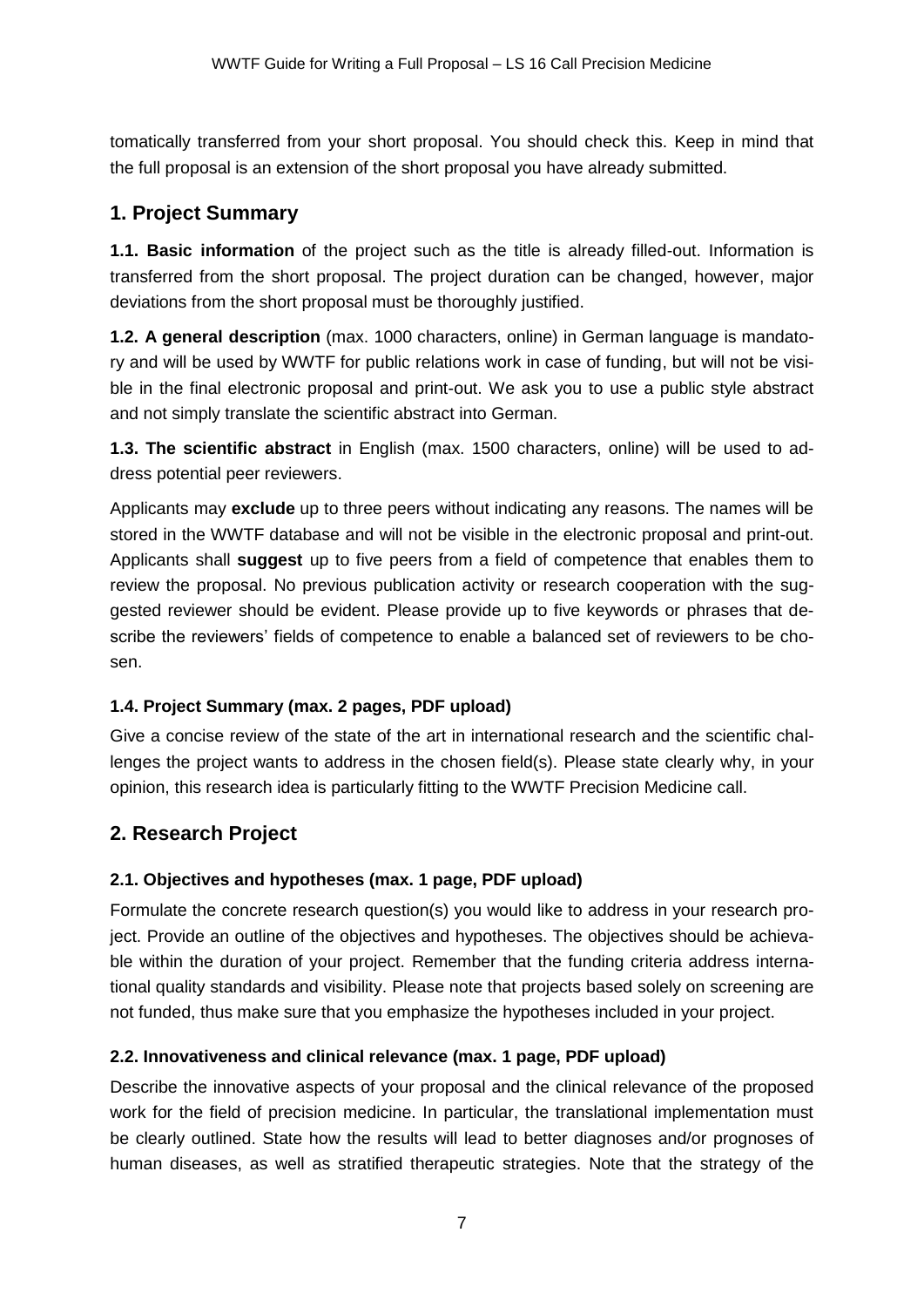tomatically transferred from your short proposal. You should check this. Keep in mind that the full proposal is an extension of the short proposal you have already submitted.

## 1. Project Summary

**1.1. Basic information** of the project such as the title is already filled-out. Information is transferred from the short proposal. The project duration can be changed, however, major deviations from the short proposal must be thoroughly justified.

**1.2. A general description** (max. 1000 characters, online) in German language is mandatory and will be used by WWTF for public relations work in case of funding, but will not be visible in the final electronic proposal and print-out. We ask you to use a public style abstract and not simply translate the scientific abstract into German.

**1.3. The scientific abstract** in English (max. 1500 characters, online) will be used to address potential peer reviewers.

Applicants may **exclude** up to three peers without indicating any reasons. The names will be stored in the WWTF database and will not be visible in the electronic proposal and print-out. Applicants shall **suggest** up to five peers from a field of competence that enables them to review the proposal. No previous publication activity or research cooperation with the suggested reviewer should be evident. Please provide up to five keywords or phrases that describe the reviewers' fields of competence to enable a balanced set of reviewers to be chosen.

### 1.4. Project Summary (max. 2 pages, PDF upload)

Give a concise review of the state of the art in international research and the scientific challenges the project wants to address in the chosen field(s). Please state clearly why, in your opinion, this research idea is particularly fitting to the WWTF Precision Medicine call.

## 2. Research Project

### 2.1. Objectives and hypotheses (max. 1 page, PDF upload)

Formulate the concrete research question(s) you would like to address in your research project. Provide an outline of the objectives and hypotheses. The objectives should be achievable within the duration of your project. Remember that the funding criteria address international quality standards and visibility. Please note that projects based solely on screening are not funded, thus make sure that you emphasize the hypotheses included in your project.

### 2.2. Innovativeness and clinical relevance (max. 1 page, PDF upload)

Describe the innovative aspects of your proposal and the clinical relevance of the proposed work for the field of precision medicine. In particular, the translational implementation must be clearly outlined. State how the results will lead to better diagnoses and/or prognoses of human diseases, as well as stratified therapeutic strategies. Note that the strategy of the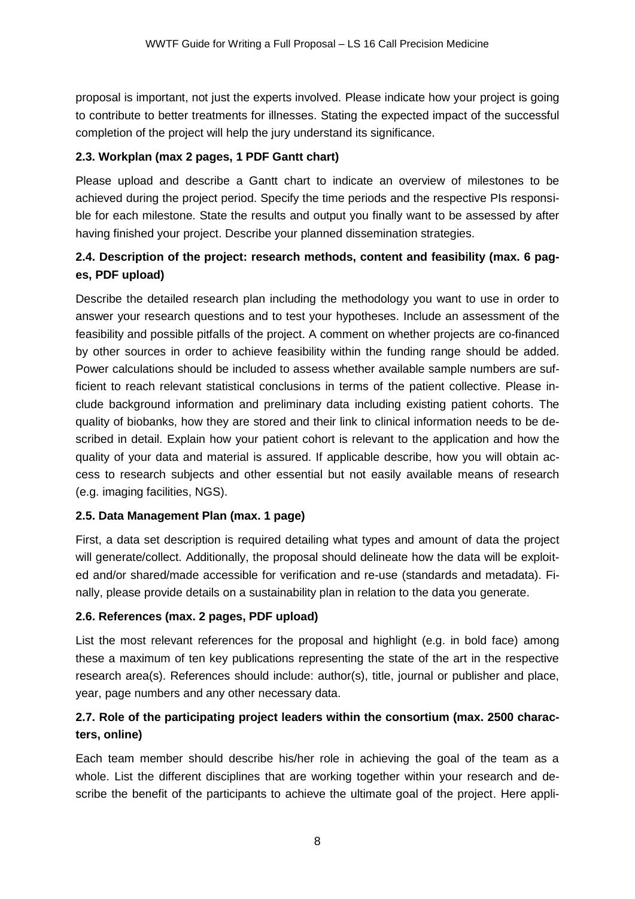proposal is important, not just the experts involved. Please indicate how your project is going to contribute to better treatments for illnesses. Stating the expected impact of the successful completion of the project will help the jury understand its significance.

### 2.3. Workplan (max 2 pages, 1 PDF Gantt chart)

Please upload and describe a Gantt chart to indicate an overview of milestones to be achieved during the project period. Specify the time periods and the respective PIs responsible for each milestone. State the results and output you finally want to be assessed by after having finished your project. Describe your planned dissemination strategies.

### 2.4. Description of the project: research methods, content and feasibility (max. 6 pages, PDF upload)

Describe the detailed research plan including the methodology you want to use in order to answer your research questions and to test your hypotheses. Include an assessment of the feasibility and possible pitfalls of the project. A comment on whether projects are co-financed by other sources in order to achieve feasibility within the funding range should be added. Power calculations should be included to assess whether available sample numbers are sufficient to reach relevant statistical conclusions in terms of the patient collective. Please include background information and preliminary data including existing patient cohorts. The quality of biobanks, how they are stored and their link to clinical information needs to be described in detail. Explain how your patient cohort is relevant to the application and how the quality of your data and material is assured. If applicable describe, how you will obtain access to research subjects and other essential but not easily available means of research (e.g. imaging facilities, NGS).

### 2.5. Data Management Plan (max. 1 page)

First, a data set description is required detailing what types and amount of data the project will generate/collect. Additionally, the proposal should delineate how the data will be exploited and/or shared/made accessible for verification and re-use (standards and metadata). Finally, please provide details on a sustainability plan in relation to the data you generate.

### 2.6. References (max. 2 pages, PDF upload)

List the most relevant references for the proposal and highlight (e.g. in bold face) among these a maximum of ten key publications representing the state of the art in the respective research area(s). References should include: author(s), title, journal or publisher and place, year, page numbers and any other necessary data.

### 2.7. Role of the participating project leaders within the consortium (max. 2500 characters, online)

Each team member should describe his/her role in achieving the goal of the team as a whole. List the different disciplines that are working together within your research and describe the benefit of the participants to achieve the ultimate goal of the project. Here appli-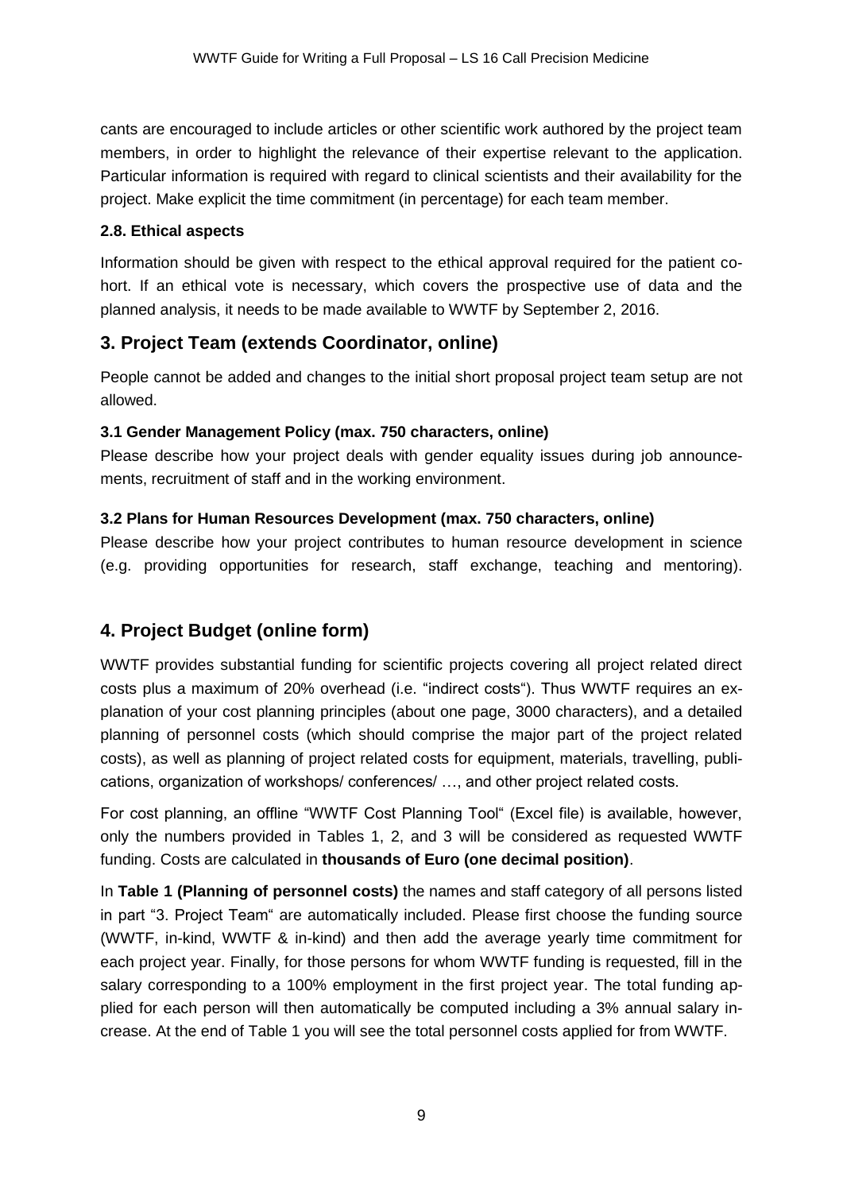cants are encouraged to include articles or other scientific work authored by the project team members, in order to highlight the relevance of their expertise relevant to the application. Particular information is required with regard to clinical scientists and their availability for the project. Make explicit the time commitment (in percentage) for each team member.

### 2.8. Ethical aspects

Information should be given with respect to the ethical approval required for the patient cohort. If an ethical vote is necessary, which covers the prospective use of data and the planned analysis, it needs to be made available to WWTF by September 2, 2016.

## 3. Project Team (extends Coordinator, online)

People cannot be added and changes to the initial short proposal project team setup are not allowed.

### 3.1 Gender Management Policy (max. 750 characters, online)

Please describe how your project deals with gender equality issues during job announcements, recruitment of staff and in the working environment.

### 3.2 Plans for Human Resources Development (max. 750 characters, online)

Please describe how your project contributes to human resource development in science (e.g. providing opportunities for research, staff exchange, teaching and mentoring).

## 4. Project Budget (online form)

WWTF provides substantial funding for scientific projects covering all project related direct costs plus a maximum of 20% overhead (i.e. "indirect costs"). Thus WWTF requires an explanation of your cost planning principles (about one page, 3000 characters), and a detailed planning of personnel costs (which should comprise the major part of the project related costs), as well as planning of project related costs for equipment, materials, travelling, publications, organization of workshops/ conferences/ …, and other project related costs.

For cost planning, an offline "WWTF Cost Planning Tool" (Excel file) is available, however, only the numbers provided in Tables 1, 2, and 3 will be considered as requested WWTF funding. Costs are calculated in **thousands of Euro (one decimal position)**.

In **Table 1 (Planning of personnel costs)** the names and staff category of all persons listed in part "3. Project Team" are automatically included. Please first choose the funding source (WWTF, in-kind, WWTF & in-kind) and then add the average yearly time commitment for each project year. Finally, for those persons for whom WWTF funding is requested, fill in the salary corresponding to a 100% employment in the first project year. The total funding applied for each person will then automatically be computed including a 3% annual salary increase. At the end of Table 1 you will see the total personnel costs applied for from WWTF.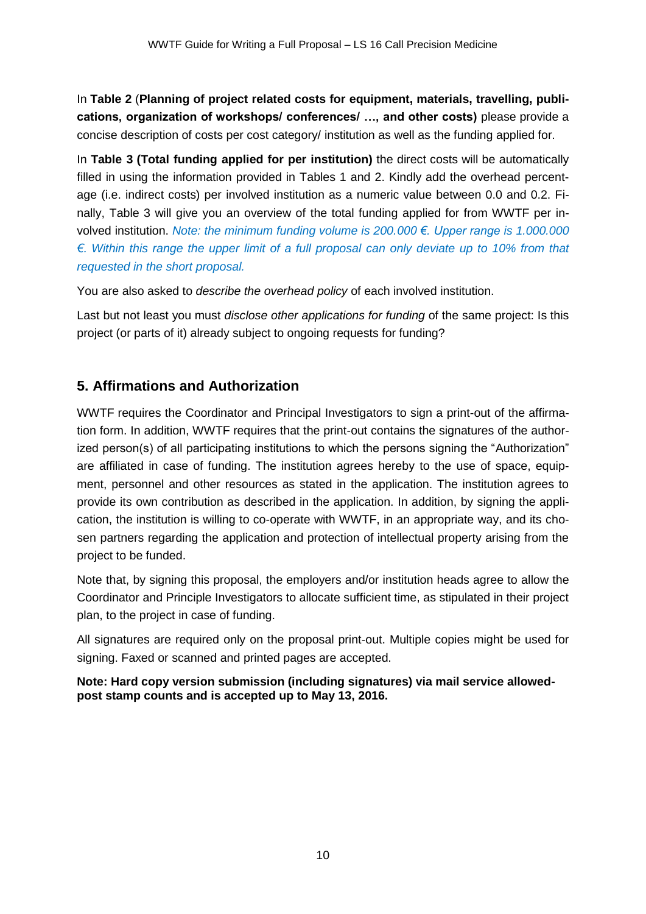In **Table 2** (**Planning of project related costs for equipment, materials, travelling, publications, organization of workshops/ conferences/ …, and other costs)** please provide a concise description of costs per cost category/ institution as well as the funding applied for.

In **Table 3 (Total funding applied for per institution)** the direct costs will be automatically filled in using the information provided in Tables 1 and 2. Kindly add the overhead percentage (i.e. indirect costs) per involved institution as a numeric value between 0.0 and 0.2. Finally, Table 3 will give you an overview of the total funding applied for from WWTF per involved institution. *Note: the minimum funding volume is 200.000 €. Upper range is 1.000.000 €. Within this range the upper limit of a full proposal can only deviate up to 10% from that requested in the short proposal.*

You are also asked to *describe the overhead policy* of each involved institution.

Last but not least you must *disclose other applications for funding* of the same project: Is this project (or parts of it) already subject to ongoing requests for funding?

## 5. Affirmations and Authorization

WWTF requires the Coordinator and Principal Investigators to sign a print-out of the affirmation form. In addition, WWTF requires that the print-out contains the signatures of the authorized person(s) of all participating institutions to which the persons signing the "Authorization" are affiliated in case of funding. The institution agrees hereby to the use of space, equipment, personnel and other resources as stated in the application. The institution agrees to provide its own contribution as described in the application. In addition, by signing the application, the institution is willing to co-operate with WWTF, in an appropriate way, and its chosen partners regarding the application and protection of intellectual property arising from the project to be funded.

Note that, by signing this proposal, the employers and/or institution heads agree to allow the Coordinator and Principle Investigators to allocate sufficient time, as stipulated in their project plan, to the project in case of funding.

All signatures are required only on the proposal print-out. Multiple copies might be used for signing. Faxed or scanned and printed pages are accepted.

**Note: Hard copy version submission (including signatures) via mail service allowed- post stamp counts and is accepted up to May 13, 2016.**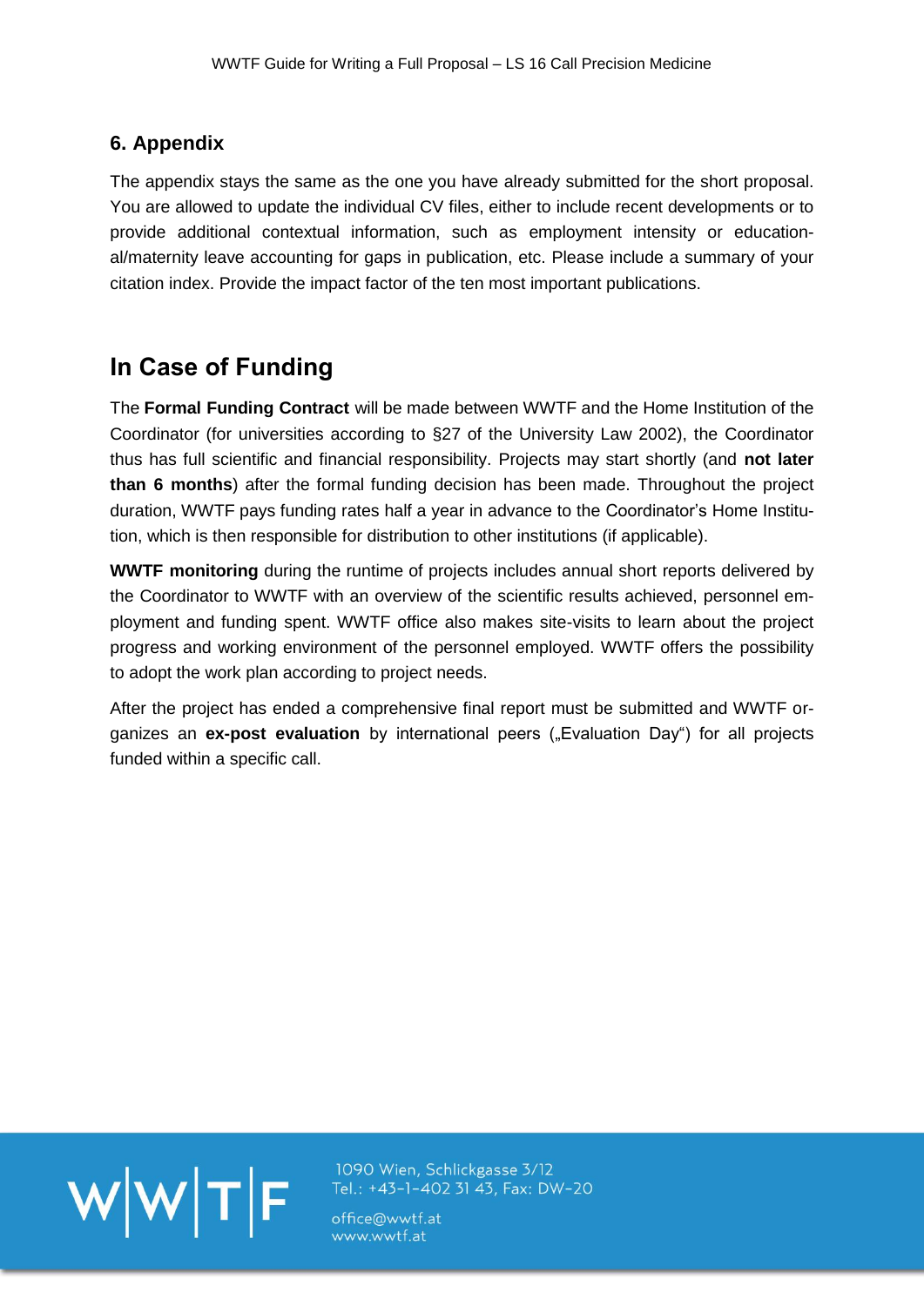## 6. Appendix

The appendix stays the same as the one you have already submitted for the short proposal. You are allowed to update the individual CV files, either to include recent developments or to provide additional contextual information, such as employment intensity or educational/maternity leave accounting for gaps in publication, etc. Please include a summary of your citation index. Provide the impact factor of the ten most important publications.

# In Case of Funding

The **Formal Funding Contract** will be made between WWTF and the Home Institution of the Coordinator (for universities according to §27 of the University Law 2002), the Coordinator thus has full scientific and financial responsibility. Projects may start shortly (and **not later than 6 months**) after the formal funding decision has been made. Throughout the project duration, WWTF pays funding rates half a year in advance to the Coordinator's Home Institution, which is then responsible for distribution to other institutions (if applicable).

**WWTF monitoring** during the runtime of projects includes annual short reports delivered by the Coordinator to WWTF with an overview of the scientific results achieved, personnel employment and funding spent. WWTF office also makes site-visits to learn about the project progress and working environment of the personnel employed. WWTF offers the possibility to adopt the work plan according to project needs.

After the project has ended a comprehensive final report must be submitted and WWTF organizes an **ex-post evaluation** by international peers („Evaluation Day") for all projects funded within a specific call.

W|W|T|F

1090 Wien, Schlickgasse 3/12
Tel.: +43-1-402 31 43, Fax: DW-20
office@wwtf.at
www.wwtf.at